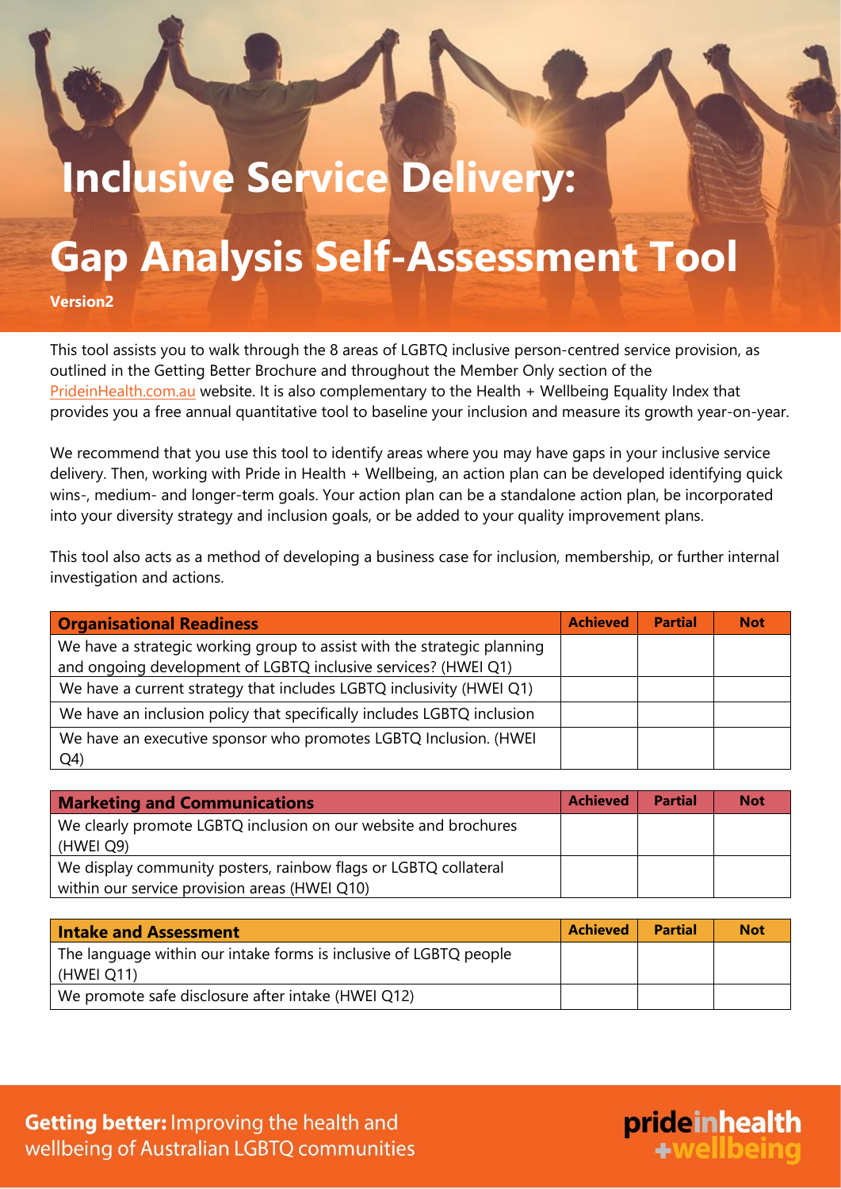# Inclusive Service Delivery:

# Gap Analysis Self-Assessment Tool

**Version2**

This tool assists you to walk through the 8 areas of LGBTQ inclusive person-centred service provision, as outlined in the Getting Better Brochure and throughout the Member Only section of the PrideinHealth.com.au website. It is also complementary to the Health + Wellbeing Equality Index that provides you a free annual quantitative tool to baseline your inclusion and measure its growth year-on-year.

We recommend that you use this tool to identify areas where you may have gaps in your inclusive service delivery. Then, working with Pride in Health + Wellbeing, an action plan can be developed identifying quick wins-, medium- and longer-term goals. Your action plan can be a standalone action plan, be incorporated into your diversity strategy and inclusion goals, or be added to your quality improvement plans.

This tool also acts as a method of developing a business case for inclusion, membership, or further internal investigation and actions.

| Organisational Readiness | Achieved | Partial | Not |
|---|---|---|---|
| We have a strategic working group to assist with the strategic planning and ongoing development of LGBTQ inclusive services? (HWEI Q1) | | | |
| We have a current strategy that includes LGBTQ inclusivity (HWEI Q1) | | | |
| We have an inclusion policy that specifically includes LGBTQ inclusion | | | |
| We have an executive sponsor who promotes LGBTQ Inclusion. (HWEI Q4) | | | |

| Marketing and Communications | Achieved | Partial | Not |
|---|---|---|---|
| We clearly promote LGBTQ inclusion on our website and brochures (HWEI Q9) | | | |
| We display community posters, rainbow flags or LGBTQ collateral within our service provision areas (HWEI Q10) | | | |

| Intake and Assessment | Achieved | Partial | Not |
|---|---|---|---|
| The language within our intake forms is inclusive of LGBTQ people (HWEI Q11) | | | |
| We promote safe disclosure after intake (HWEI Q12) | | | |

**Getting better:** Improving the health and wellbeing of Australian LGBTQ communities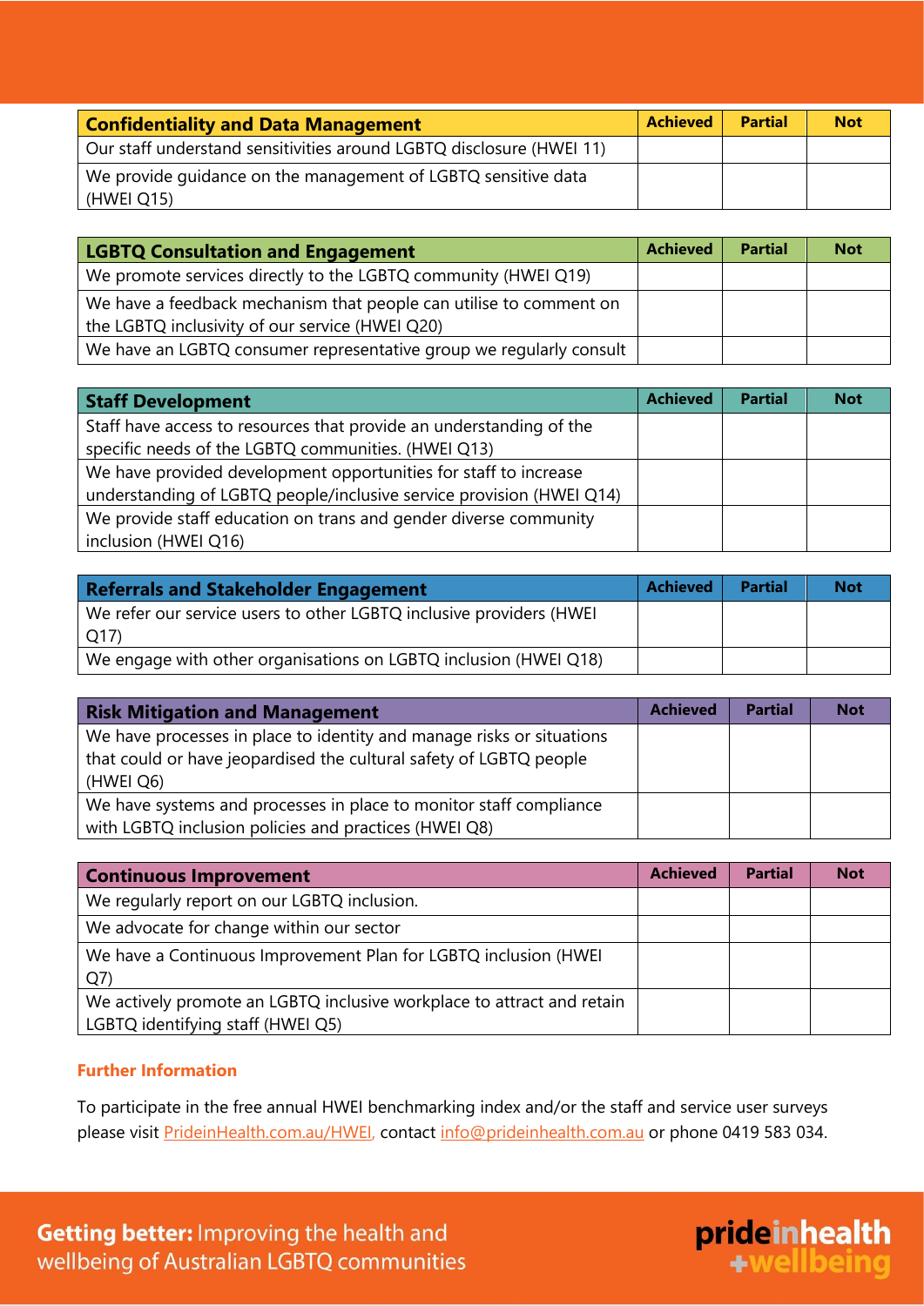| Confidentiality and Data Management | Achieved | Partial | Not |
|---|---|---|---|
| Our staff understand sensitivities around LGBTQ disclosure (HWEI 11) | | | |
| We provide guidance on the management of LGBTQ sensitive data (HWEI Q15) | | | |

| LGBTQ Consultation and Engagement | Achieved | Partial | Not |
|---|---|---|---|
| We promote services directly to the LGBTQ community (HWEI Q19) | | | |
| We have a feedback mechanism that people can utilise to comment on the LGBTQ inclusivity of our service (HWEI Q20) | | | |
| We have an LGBTQ consumer representative group we regularly consult | | | |

| Staff Development | Achieved | Partial | Not |
|---|---|---|---|
| Staff have access to resources that provide an understanding of the specific needs of the LGBTQ communities. (HWEI Q13) | | | |
| We have provided development opportunities for staff to increase understanding of LGBTQ people/inclusive service provision (HWEI Q14) | | | |
| We provide staff education on trans and gender diverse community inclusion (HWEI Q16) | | | |

| Referrals and Stakeholder Engagement | Achieved | Partial | Not |
|---|---|---|---|
| We refer our service users to other LGBTQ inclusive providers (HWEI Q17) | | | |
| We engage with other organisations on LGBTQ inclusion (HWEI Q18) | | | |

| Risk Mitigation and Management | Achieved | Partial | Not |
|---|---|---|---|
| We have processes in place to identity and manage risks or situations that could or have jeopardised the cultural safety of LGBTQ people (HWEI Q6) | | | |
| We have systems and processes in place to monitor staff compliance with LGBTQ inclusion policies and practices (HWEI Q8) | | | |

| Continuous Improvement | Achieved | Partial | Not |
|---|---|---|---|
| We regularly report on our LGBTQ inclusion. | | | |
| We advocate for change within our sector | | | |
| We have a Continuous Improvement Plan for LGBTQ inclusion (HWEI Q7) | | | |
| We actively promote an LGBTQ inclusive workplace to attract and retain LGBTQ identifying staff (HWEI Q5) | | | |

### Further Information

To participate in the free annual HWEI benchmarking index and/or the staff and service user surveys please visit PrideinHealth.com.au/HWEI, contact info@prideinhealth.com.au or phone 0419 583 034.

**Getting better:** Improving the health and wellbeing of Australian LGBTQ communities

pride in health + wellbeing